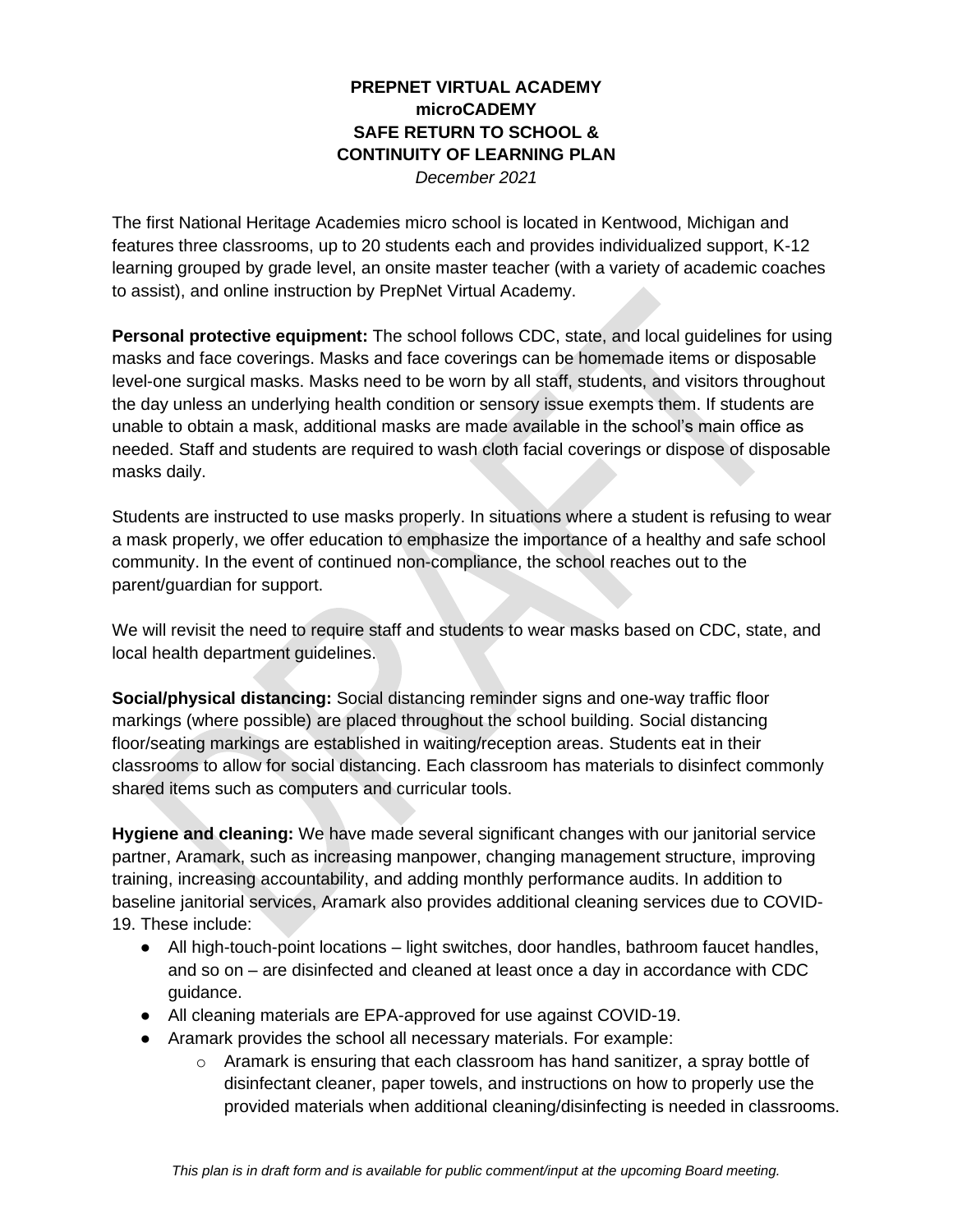# PREPNET VIRTUAL ACADEMY
# microCADEMY
# SAFE RETURN TO SCHOOL & CONTINUITY OF LEARNING PLAN

*December 2021*

The first National Heritage Academies micro school is located in Kentwood, Michigan and features three classrooms, up to 20 students each and provides individualized support, K-12 learning grouped by grade level, an onsite master teacher (with a variety of academic coaches to assist), and online instruction by PrepNet Virtual Academy.

**Personal protective equipment:** The school follows CDC, state, and local guidelines for using masks and face coverings. Masks and face coverings can be homemade items or disposable level-one surgical masks. Masks need to be worn by all staff, students, and visitors throughout the day unless an underlying health condition or sensory issue exempts them. If students are unable to obtain a mask, additional masks are made available in the school's main office as needed. Staff and students are required to wash cloth facial coverings or dispose of disposable masks daily.

Students are instructed to use masks properly. In situations where a student is refusing to wear a mask properly, we offer education to emphasize the importance of a healthy and safe school community. In the event of continued non-compliance, the school reaches out to the parent/guardian for support.

We will revisit the need to require staff and students to wear masks based on CDC, state, and local health department guidelines.

**Social/physical distancing:** Social distancing reminder signs and one-way traffic floor markings (where possible) are placed throughout the school building. Social distancing floor/seating markings are established in waiting/reception areas. Students eat in their classrooms to allow for social distancing. Each classroom has materials to disinfect commonly shared items such as computers and curricular tools.

**Hygiene and cleaning:** We have made several significant changes with our janitorial service partner, Aramark, such as increasing manpower, changing management structure, improving training, increasing accountability, and adding monthly performance audits. In addition to baseline janitorial services, Aramark also provides additional cleaning services due to COVID-19. These include:

- All high-touch-point locations – light switches, door handles, bathroom faucet handles, and so on – are disinfected and cleaned at least once a day in accordance with CDC guidance.
- All cleaning materials are EPA-approved for use against COVID-19.
- Aramark provides the school all necessary materials. For example:
  - Aramark is ensuring that each classroom has hand sanitizer, a spray bottle of disinfectant cleaner, paper towels, and instructions on how to properly use the provided materials when additional cleaning/disinfecting is needed in classrooms.

*This plan is in draft form and is available for public comment/input at the upcoming Board meeting.*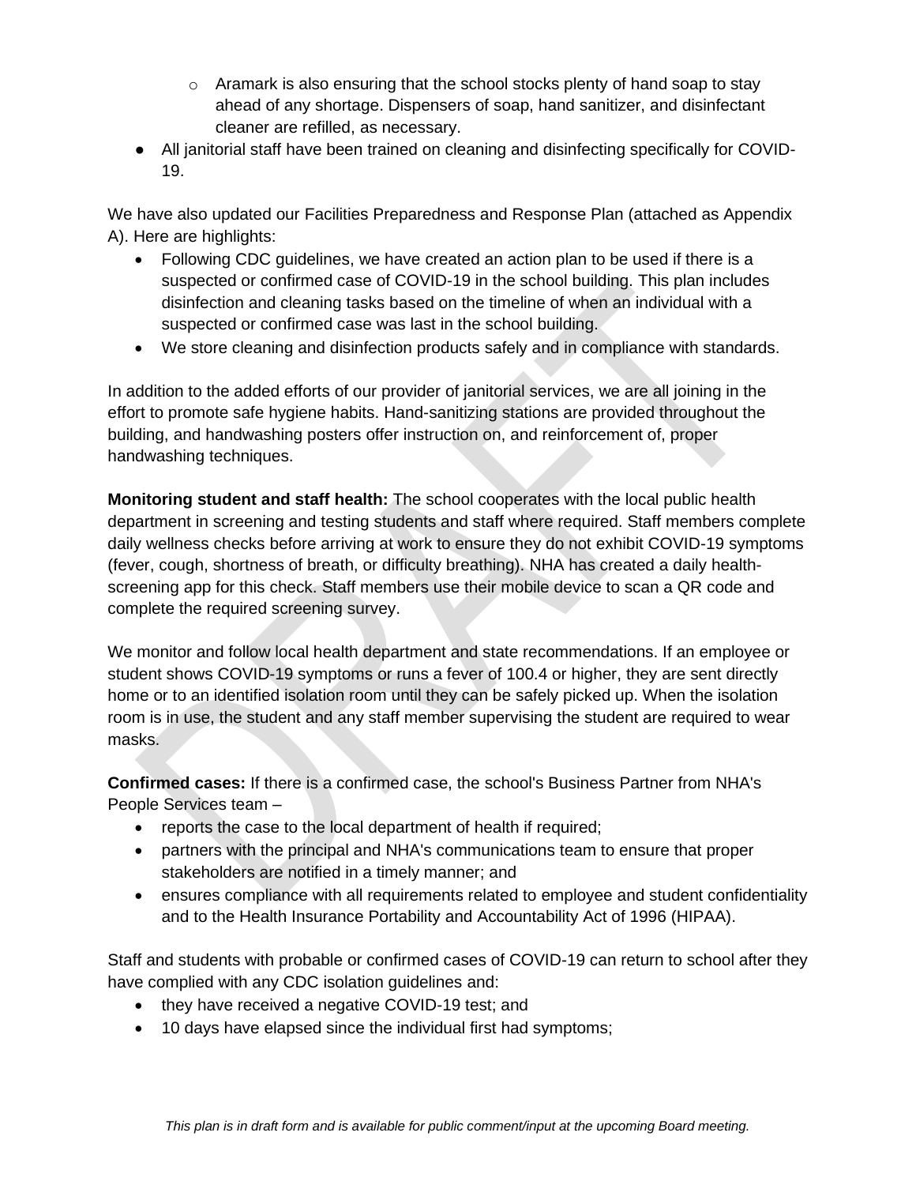- Aramark is also ensuring that the school stocks plenty of hand soap to stay ahead of any shortage. Dispensers of soap, hand sanitizer, and disinfectant cleaner are refilled, as necessary.
- All janitorial staff have been trained on cleaning and disinfecting specifically for COVID-19.

We have also updated our Facilities Preparedness and Response Plan (attached as Appendix A). Here are highlights:

- Following CDC guidelines, we have created an action plan to be used if there is a suspected or confirmed case of COVID-19 in the school building. This plan includes disinfection and cleaning tasks based on the timeline of when an individual with a suspected or confirmed case was last in the school building.
- We store cleaning and disinfection products safely and in compliance with standards.

In addition to the added efforts of our provider of janitorial services, we are all joining in the effort to promote safe hygiene habits. Hand-sanitizing stations are provided throughout the building, and handwashing posters offer instruction on, and reinforcement of, proper handwashing techniques.

**Monitoring student and staff health:** The school cooperates with the local public health department in screening and testing students and staff where required. Staff members complete daily wellness checks before arriving at work to ensure they do not exhibit COVID-19 symptoms (fever, cough, shortness of breath, or difficulty breathing). NHA has created a daily health-screening app for this check. Staff members use their mobile device to scan a QR code and complete the required screening survey.

We monitor and follow local health department and state recommendations. If an employee or student shows COVID-19 symptoms or runs a fever of 100.4 or higher, they are sent directly home or to an identified isolation room until they can be safely picked up. When the isolation room is in use, the student and any staff member supervising the student are required to wear masks.

**Confirmed cases:** If there is a confirmed case, the school's Business Partner from NHA's People Services team –

- reports the case to the local department of health if required;
- partners with the principal and NHA's communications team to ensure that proper stakeholders are notified in a timely manner; and
- ensures compliance with all requirements related to employee and student confidentiality and to the Health Insurance Portability and Accountability Act of 1996 (HIPAA).

Staff and students with probable or confirmed cases of COVID-19 can return to school after they have complied with any CDC isolation guidelines and:

- they have received a negative COVID-19 test; and
- 10 days have elapsed since the individual first had symptoms;

*This plan is in draft form and is available for public comment/input at the upcoming Board meeting.*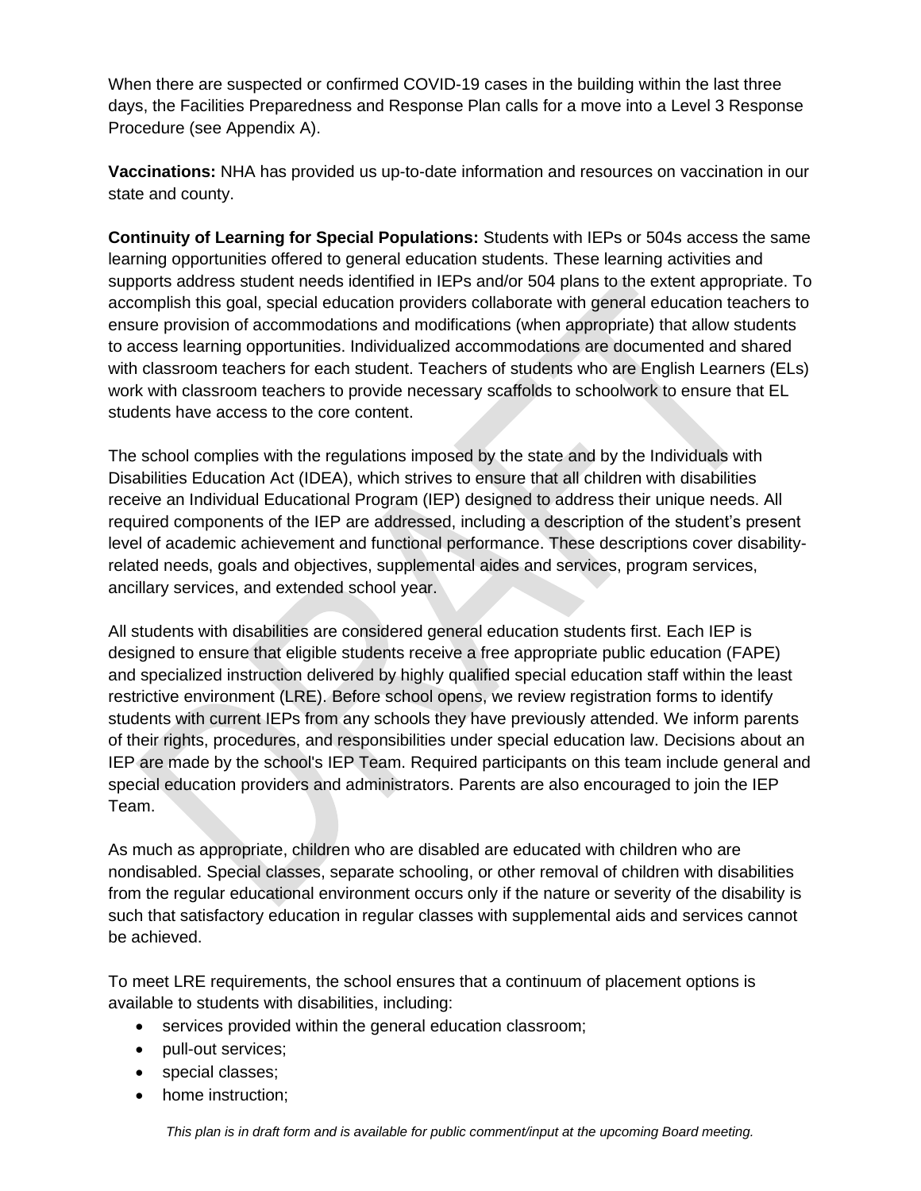When there are suspected or confirmed COVID-19 cases in the building within the last three days, the Facilities Preparedness and Response Plan calls for a move into a Level 3 Response Procedure (see Appendix A).

**Vaccinations:** NHA has provided us up-to-date information and resources on vaccination in our state and county.

**Continuity of Learning for Special Populations:** Students with IEPs or 504s access the same learning opportunities offered to general education students. These learning activities and supports address student needs identified in IEPs and/or 504 plans to the extent appropriate. To accomplish this goal, special education providers collaborate with general education teachers to ensure provision of accommodations and modifications (when appropriate) that allow students to access learning opportunities. Individualized accommodations are documented and shared with classroom teachers for each student. Teachers of students who are English Learners (ELs) work with classroom teachers to provide necessary scaffolds to schoolwork to ensure that EL students have access to the core content.

The school complies with the regulations imposed by the state and by the Individuals with Disabilities Education Act (IDEA), which strives to ensure that all children with disabilities receive an Individual Educational Program (IEP) designed to address their unique needs. All required components of the IEP are addressed, including a description of the student's present level of academic achievement and functional performance. These descriptions cover disability-related needs, goals and objectives, supplemental aides and services, program services, ancillary services, and extended school year.

All students with disabilities are considered general education students first. Each IEP is designed to ensure that eligible students receive a free appropriate public education (FAPE) and specialized instruction delivered by highly qualified special education staff within the least restrictive environment (LRE). Before school opens, we review registration forms to identify students with current IEPs from any schools they have previously attended. We inform parents of their rights, procedures, and responsibilities under special education law. Decisions about an IEP are made by the school's IEP Team. Required participants on this team include general and special education providers and administrators. Parents are also encouraged to join the IEP Team.

As much as appropriate, children who are disabled are educated with children who are nondisabled. Special classes, separate schooling, or other removal of children with disabilities from the regular educational environment occurs only if the nature or severity of the disability is such that satisfactory education in regular classes with supplemental aids and services cannot be achieved.

To meet LRE requirements, the school ensures that a continuum of placement options is available to students with disabilities, including:

- services provided within the general education classroom;
- pull-out services;
- special classes;
- home instruction;

*This plan is in draft form and is available for public comment/input at the upcoming Board meeting.*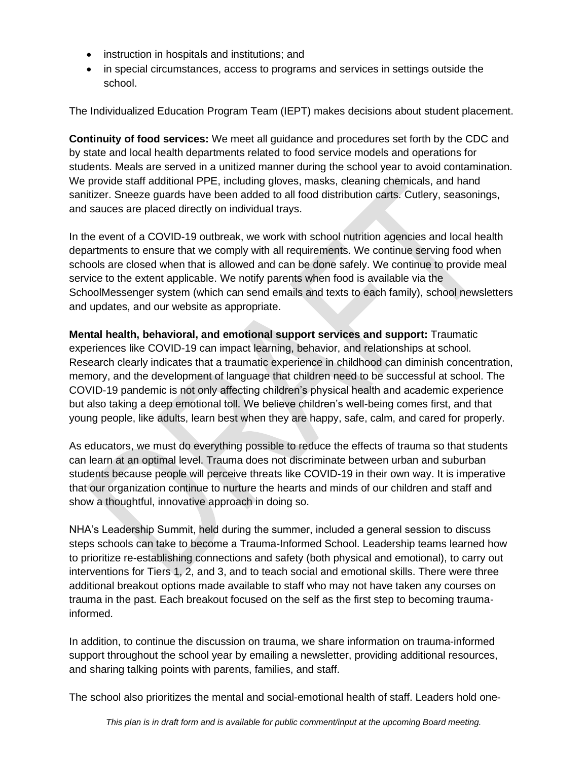- instruction in hospitals and institutions; and
- in special circumstances, access to programs and services in settings outside the school.

The Individualized Education Program Team (IEPT) makes decisions about student placement.

**Continuity of food services:** We meet all guidance and procedures set forth by the CDC and by state and local health departments related to food service models and operations for students. Meals are served in a unitized manner during the school year to avoid contamination. We provide staff additional PPE, including gloves, masks, cleaning chemicals, and hand sanitizer. Sneeze guards have been added to all food distribution carts. Cutlery, seasonings, and sauces are placed directly on individual trays.

In the event of a COVID-19 outbreak, we work with school nutrition agencies and local health departments to ensure that we comply with all requirements. We continue serving food when schools are closed when that is allowed and can be done safely. We continue to provide meal service to the extent applicable. We notify parents when food is available via the SchoolMessenger system (which can send emails and texts to each family), school newsletters and updates, and our website as appropriate.

**Mental health, behavioral, and emotional support services and support:** Traumatic experiences like COVID-19 can impact learning, behavior, and relationships at school. Research clearly indicates that a traumatic experience in childhood can diminish concentration, memory, and the development of language that children need to be successful at school. The COVID-19 pandemic is not only affecting children's physical health and academic experience but also taking a deep emotional toll. We believe children's well-being comes first, and that young people, like adults, learn best when they are happy, safe, calm, and cared for properly.

As educators, we must do everything possible to reduce the effects of trauma so that students can learn at an optimal level. Trauma does not discriminate between urban and suburban students because people will perceive threats like COVID-19 in their own way. It is imperative that our organization continue to nurture the hearts and minds of our children and staff and show a thoughtful, innovative approach in doing so.

NHA's Leadership Summit, held during the summer, included a general session to discuss steps schools can take to become a Trauma-Informed School. Leadership teams learned how to prioritize re-establishing connections and safety (both physical and emotional), to carry out interventions for Tiers 1, 2, and 3, and to teach social and emotional skills. There were three additional breakout options made available to staff who may not have taken any courses on trauma in the past. Each breakout focused on the self as the first step to becoming trauma-informed.

In addition, to continue the discussion on trauma, we share information on trauma-informed support throughout the school year by emailing a newsletter, providing additional resources, and sharing talking points with parents, families, and staff.

The school also prioritizes the mental and social-emotional health of staff. Leaders hold one-

*This plan is in draft form and is available for public comment/input at the upcoming Board meeting.*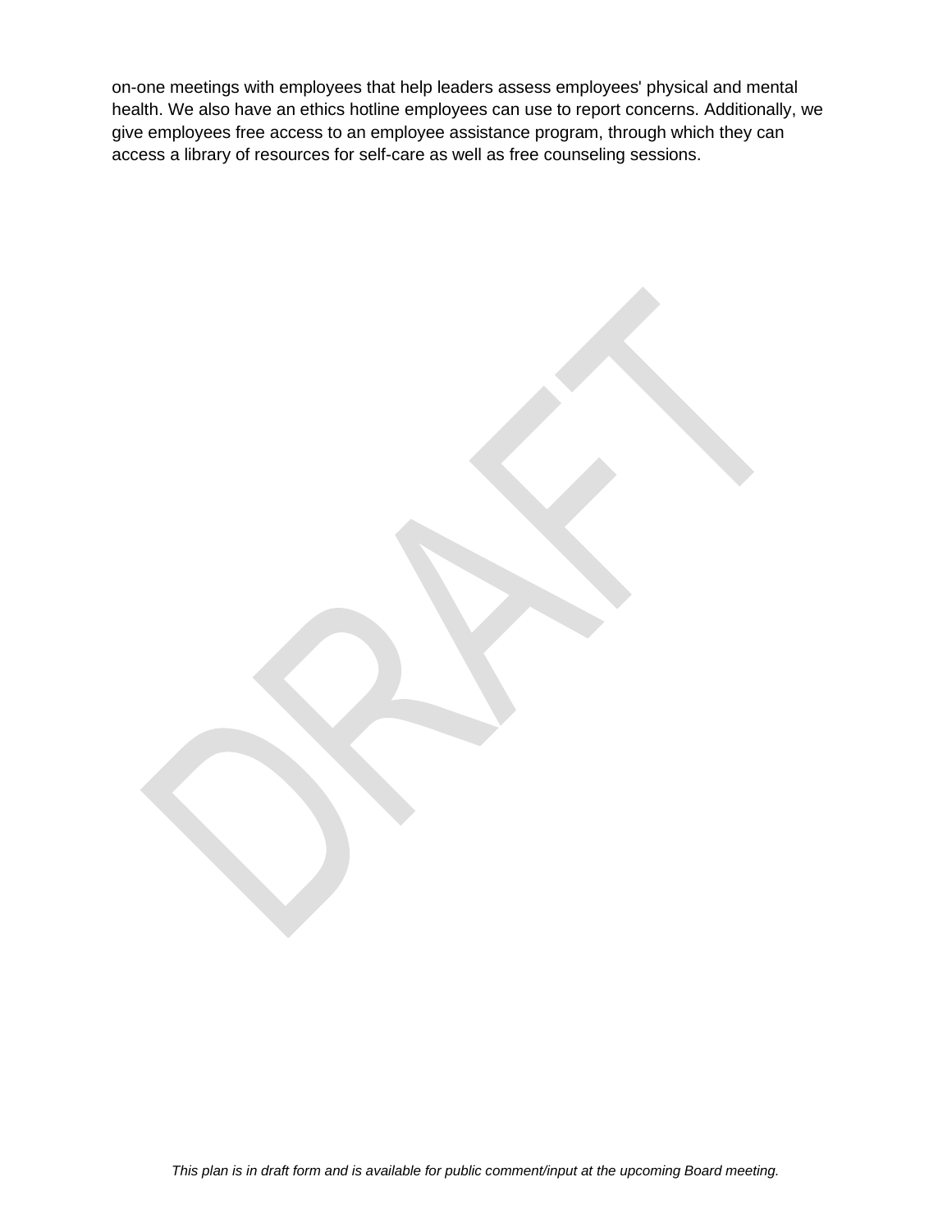on-one meetings with employees that help leaders assess employees' physical and mental health. We also have an ethics hotline employees can use to report concerns. Additionally, we give employees free access to an employee assistance program, through which they can access a library of resources for self-care as well as free counseling sessions.